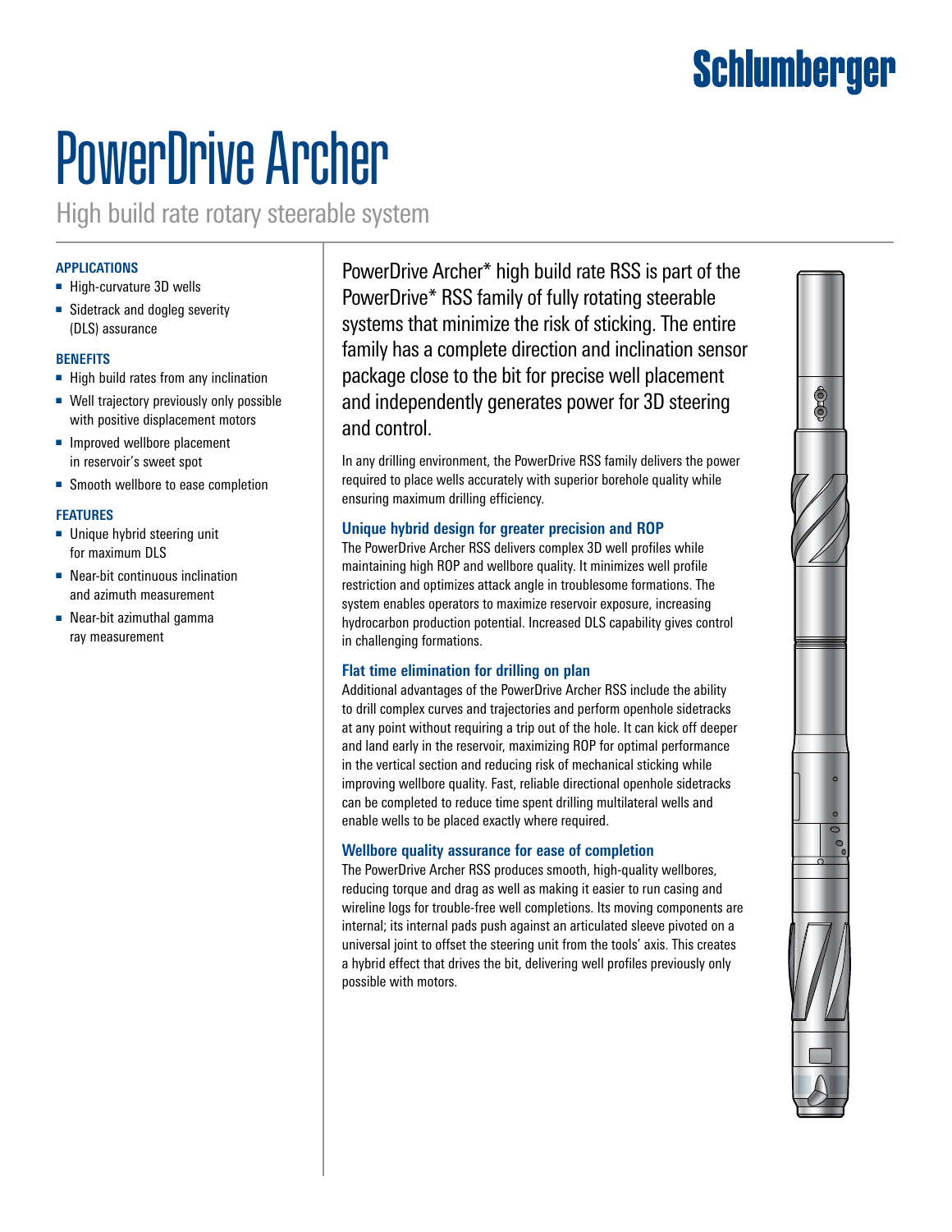Schlumberger

# PowerDrive Archer

High build rate rotary steerable system

### APPLICATIONS

- High-curvature 3D wells
- Sidetrack and dogleg severity (DLS) assurance

### BENEFITS

- High build rates from any inclination
- Well trajectory previously only possible with positive displacement motors
- Improved wellbore placement in reservoir's sweet spot
- Smooth wellbore to ease completion

### FEATURES

- Unique hybrid steering unit for maximum DLS
- Near-bit continuous inclination and azimuth measurement
- Near-bit azimuthal gamma ray measurement

PowerDrive Archer* high build rate RSS is part of the PowerDrive* RSS family of fully rotating steerable systems that minimize the risk of sticking. The entire family has a complete direction and inclination sensor package close to the bit for precise well placement and independently generates power for 3D steering and control.

In any drilling environment, the PowerDrive RSS family delivers the power required to place wells accurately with superior borehole quality while ensuring maximum drilling efficiency.

### Unique hybrid design for greater precision and ROP

The PowerDrive Archer RSS delivers complex 3D well profiles while maintaining high ROP and wellbore quality. It minimizes well profile restriction and optimizes attack angle in troublesome formations. The system enables operators to maximize reservoir exposure, increasing hydrocarbon production potential. Increased DLS capability gives control in challenging formations.

### Flat time elimination for drilling on plan

Additional advantages of the PowerDrive Archer RSS include the ability to drill complex curves and trajectories and perform openhole sidetracks at any point without requiring a trip out of the hole. It can kick off deeper and land early in the reservoir, maximizing ROP for optimal performance in the vertical section and reducing risk of mechanical sticking while improving wellbore quality. Fast, reliable directional openhole sidetracks can be completed to reduce time spent drilling multilateral wells and enable wells to be placed exactly where required.

### Wellbore quality assurance for ease of completion

The PowerDrive Archer RSS produces smooth, high-quality wellbores, reducing torque and drag as well as making it easier to run casing and wireline logs for trouble-free well completions. Its moving components are internal; its internal pads push against an articulated sleeve pivoted on a universal joint to offset the steering unit from the tools' axis. This creates a hybrid effect that drives the bit, delivering well profiles previously only possible with motors.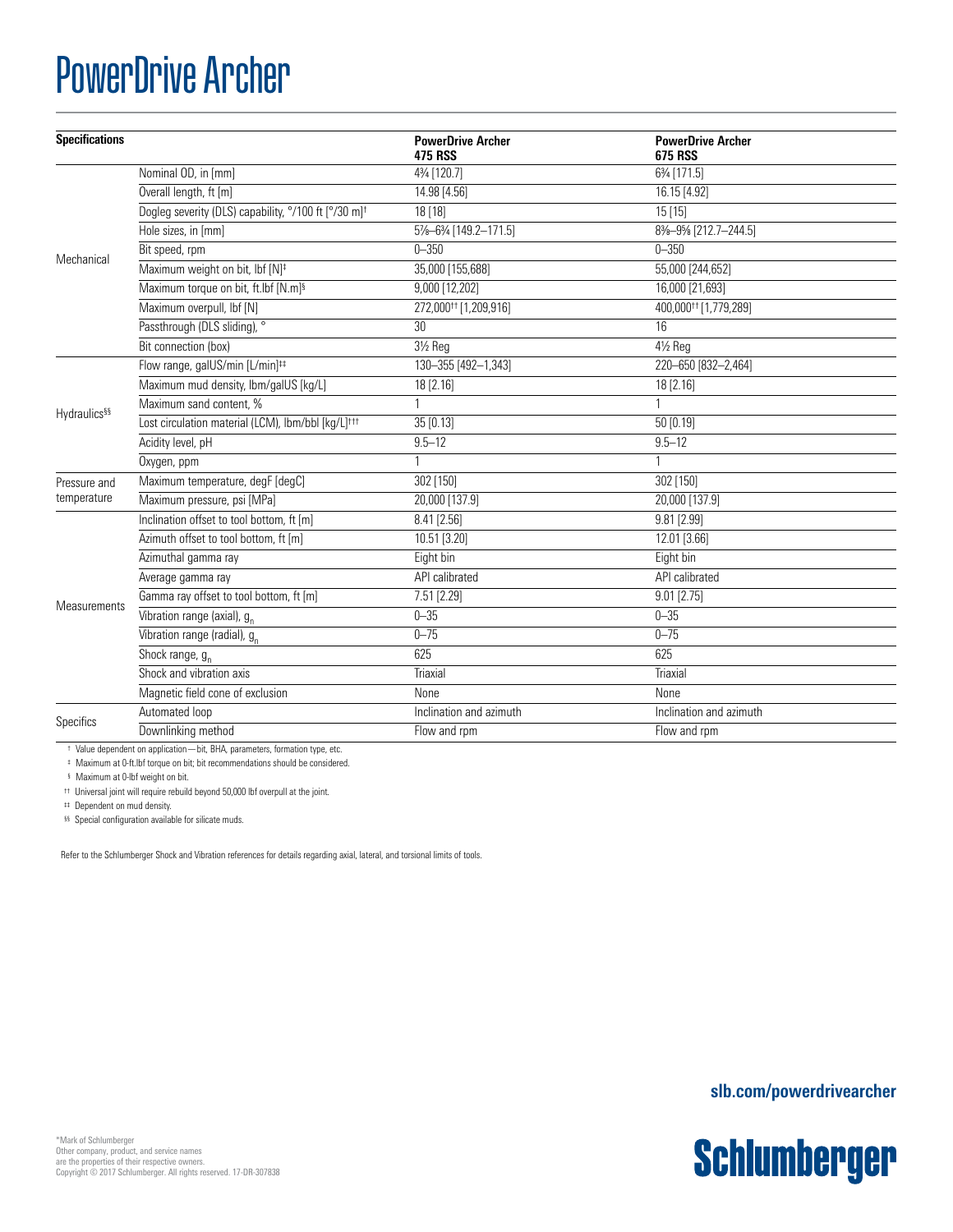# PowerDrive Archer

| Specifications | | PowerDrive Archer 475 RSS | PowerDrive Archer 675 RSS |
|---|---|---|---|
| Mechanical | Nominal OD, in [mm] | 4¾ [120.7] | 6¾ [171.5] |
| | Overall length, ft [m] | 14.98 [4.56] | 16.15 [4.92] |
| | Dogleg severity (DLS) capability, °/100 ft [°/30 m]† | 18 [18] | 15 [15] |
| | Hole sizes, in [mm] | 5⅞–6¾ [149.2–171.5] | 8⅜–9⅝ [212.7–244.5] |
| | Bit speed, rpm | 0–350 | 0–350 |
| | Maximum weight on bit, lbf [N]‡ | 35,000 [155,688] | 55,000 [244,652] |
| | Maximum torque on bit, ft.lbf [N.m]§ | 9,000 [12,202] | 16,000 [21,693] |
| | Maximum overpull, lbf [N] | 272,000†† [1,209,916] | 400,000†† [1,779,289] |
| | Passthrough (DLS sliding), ° | 30 | 16 |
| | Bit connection (box) | 3½ Reg | 4½ Reg |
| Hydraulics§§ | Flow range, galUS/min [L/min]‡‡ | 130–355 [492–1,343] | 220–650 [832–2,464] |
| | Maximum mud density, lbm/galUS [kg/L] | 18 [2.16] | 18 [2.16] |
| | Maximum sand content, % | 1 | 1 |
| | Lost circulation material (LCM), lbm/bbl [kg/L]††† | 35 [0.13] | 50 [0.19] |
| | Acidity level, pH | 9.5–12 | 9.5–12 |
| | Oxygen, ppm | 1 | 1 |
| Pressure and temperature | Maximum temperature, degF [degC] | 302 [150] | 302 [150] |
| | Maximum pressure, psi [MPa] | 20,000 [137.9] | 20,000 [137.9] |
| Measurements | Inclination offset to tool bottom, ft [m] | 8.41 [2.56] | 9.81 [2.99] |
| | Azimuth offset to tool bottom, ft [m] | 10.51 [3.20] | 12.01 [3.66] |
| | Azimuthal gamma ray | Eight bin | Eight bin |
| | Average gamma ray | API calibrated | API calibrated |
| | Gamma ray offset to tool bottom, ft [m] | 7.51 [2.29] | 9.01 [2.75] |
| | Vibration range (axial), $g_n$ | 0–35 | 0–35 |
| | Vibration range (radial), $g_n$ | 0–75 | 0–75 |
| | Shock range, $g_n$ | 625 | 625 |
| | Shock and vibration axis | Triaxial | Triaxial |
| | Magnetic field cone of exclusion | None | None |
| Specifics | Automated loop | Inclination and azimuth | Inclination and azimuth |
| | Downlinking method | Flow and rpm | Flow and rpm |

† Value dependent on application—bit, BHA, parameters, formation type, etc.
‡ Maximum at 0-ft.lbf torque on bit; bit recommendations should be considered.
§ Maximum at 0-lbf weight on bit.
†† Universal joint will require rebuild beyond 50,000 lbf overpull at the joint.
‡‡ Dependent on mud density.
§§ Special configuration available for silicate muds.

Refer to the Schlumberger Shock and Vibration references for details regarding axial, lateral, and torsional limits of tools.

**slb.com/powerdrivearcher**

*Mark of Schlumberger
Other company, product, and service names are the properties of their respective owners.
Copyright © 2017 Schlumberger. All rights reserved. 17-DR-307838

**Schlumberger**